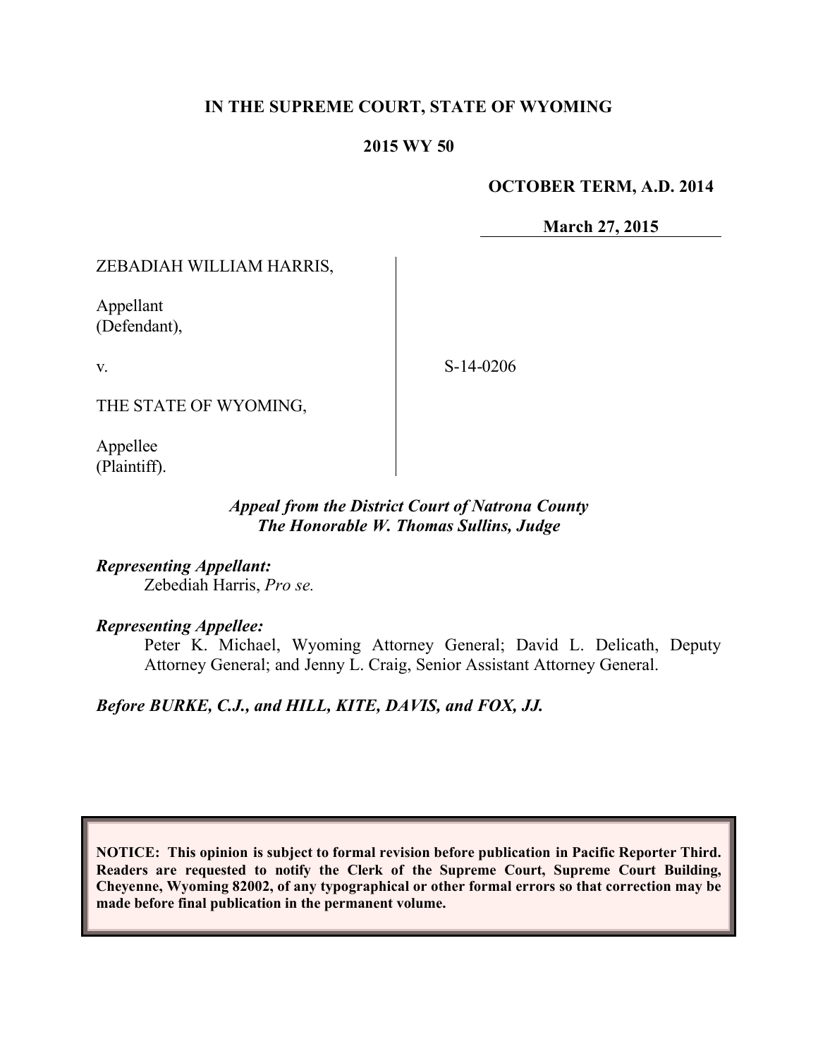**IN THE SUPREME COURT, STATE OF WYOMING**

**2015 WY 50**

**OCTOBER TERM, A.D. 2014**

**March 27, 2015**

ZEBADIAH WILLIAM HARRIS,

Appellant
(Defendant),

v.

S-14-0206

THE STATE OF WYOMING,

Appellee
(Plaintiff).

*Appeal from the District Court of Natrona County*
*The Honorable W. Thomas Sullins, Judge*

***Representing Appellant:***
Zebediah Harris, *Pro se.*

***Representing Appellee:***
Peter K. Michael, Wyoming Attorney General; David L. Delicath, Deputy Attorney General; and Jenny L. Craig, Senior Assistant Attorney General.

***Before BURKE, C.J., and HILL, KITE, DAVIS, and FOX, JJ.***

**NOTICE: This opinion is subject to formal revision before publication in Pacific Reporter Third. Readers are requested to notify the Clerk of the Supreme Court, Supreme Court Building, Cheyenne, Wyoming 82002, of any typographical or other formal errors so that correction may be made before final publication in the permanent volume.**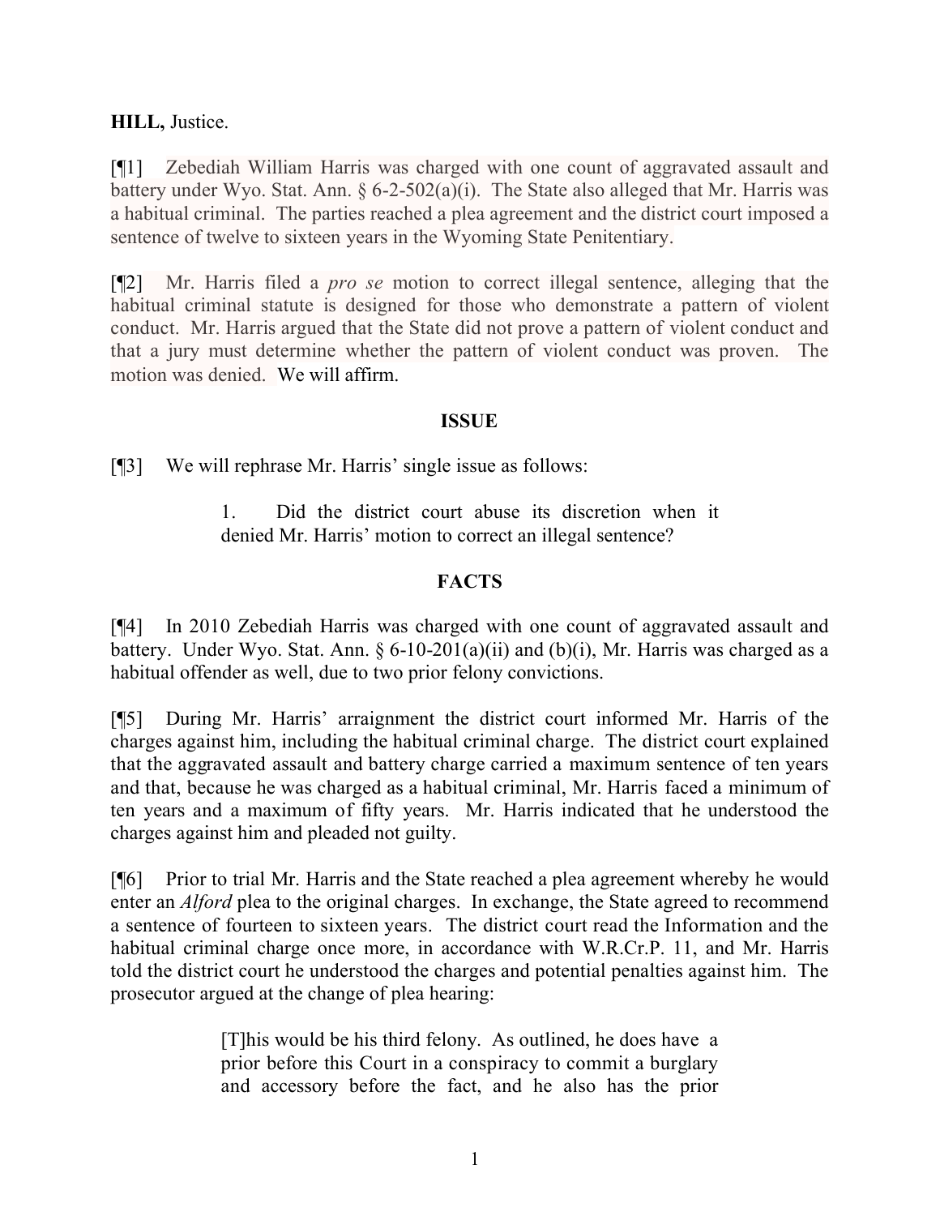**HILL,** Justice.

[¶1] Zebediah William Harris was charged with one count of aggravated assault and battery under Wyo. Stat. Ann. § 6-2-502(a)(i). The State also alleged that Mr. Harris was a habitual criminal. The parties reached a plea agreement and the district court imposed a sentence of twelve to sixteen years in the Wyoming State Penitentiary.

[¶2] Mr. Harris filed a *pro se* motion to correct illegal sentence, alleging that the habitual criminal statute is designed for those who demonstrate a pattern of violent conduct. Mr. Harris argued that the State did not prove a pattern of violent conduct and that a jury must determine whether the pattern of violent conduct was proven. The motion was denied. We will affirm.

**ISSUE**

[¶3] We will rephrase Mr. Harris' single issue as follows:

> 1. Did the district court abuse its discretion when it denied Mr. Harris' motion to correct an illegal sentence?

**FACTS**

[¶4] In 2010 Zebediah Harris was charged with one count of aggravated assault and battery. Under Wyo. Stat. Ann. § 6-10-201(a)(ii) and (b)(i), Mr. Harris was charged as a habitual offender as well, due to two prior felony convictions.

[¶5] During Mr. Harris' arraignment the district court informed Mr. Harris of the charges against him, including the habitual criminal charge. The district court explained that the aggravated assault and battery charge carried a maximum sentence of ten years and that, because he was charged as a habitual criminal, Mr. Harris faced a minimum of ten years and a maximum of fifty years. Mr. Harris indicated that he understood the charges against him and pleaded not guilty.

[¶6] Prior to trial Mr. Harris and the State reached a plea agreement whereby he would enter an *Alford* plea to the original charges. In exchange, the State agreed to recommend a sentence of fourteen to sixteen years. The district court read the Information and the habitual criminal charge once more, in accordance with W.R.Cr.P. 11, and Mr. Harris told the district court he understood the charges and potential penalties against him. The prosecutor argued at the change of plea hearing:

> [T]his would be his third felony. As outlined, he does have a prior before this Court in a conspiracy to commit a burglary and accessory before the fact, and he also has the prior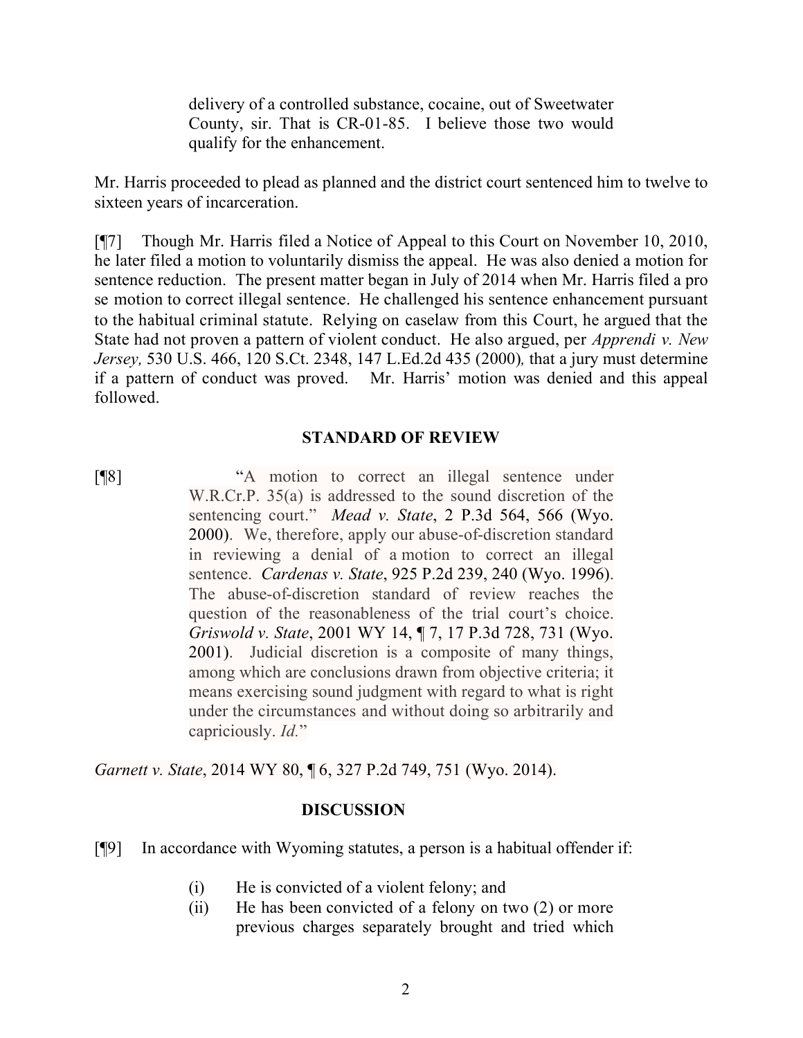> delivery of a controlled substance, cocaine, out of Sweetwater County, sir. That is CR-01-85. I believe those two would qualify for the enhancement.

Mr. Harris proceeded to plead as planned and the district court sentenced him to twelve to sixteen years of incarceration.

[¶7] Though Mr. Harris filed a Notice of Appeal to this Court on November 10, 2010, he later filed a motion to voluntarily dismiss the appeal. He was also denied a motion for sentence reduction. The present matter began in July of 2014 when Mr. Harris filed a pro se motion to correct illegal sentence. He challenged his sentence enhancement pursuant to the habitual criminal statute. Relying on caselaw from this Court, he argued that the State had not proven a pattern of violent conduct. He also argued, per *Apprendi v. New Jersey,* 530 U.S. 466, 120 S.Ct. 2348, 147 L.Ed.2d 435 (2000)*,* that a jury must determine if a pattern of conduct was proved. Mr. Harris' motion was denied and this appeal followed.

## STANDARD OF REVIEW

[¶8]

> "A motion to correct an illegal sentence under W.R.Cr.P. 35(a) is addressed to the sound discretion of the sentencing court." *Mead v. State*, 2 P.3d 564, 566 (Wyo. 2000). We, therefore, apply our abuse-of-discretion standard in reviewing a denial of a motion to correct an illegal sentence. *Cardenas v. State*, 925 P.2d 239, 240 (Wyo. 1996). The abuse-of-discretion standard of review reaches the question of the reasonableness of the trial court's choice. *Griswold v. State*, 2001 WY 14, ¶ 7, 17 P.3d 728, 731 (Wyo. 2001). Judicial discretion is a composite of many things, among which are conclusions drawn from objective criteria; it means exercising sound judgment with regard to what is right under the circumstances and without doing so arbitrarily and capriciously. *Id.*"

*Garnett v. State*, 2014 WY 80, ¶ 6, 327 P.2d 749, 751 (Wyo. 2014).

## DISCUSSION

[¶9] In accordance with Wyoming statutes, a person is a habitual offender if:

> (i) He is convicted of a violent felony; and
>
> (ii) He has been convicted of a felony on two (2) or more previous charges separately brought and tried which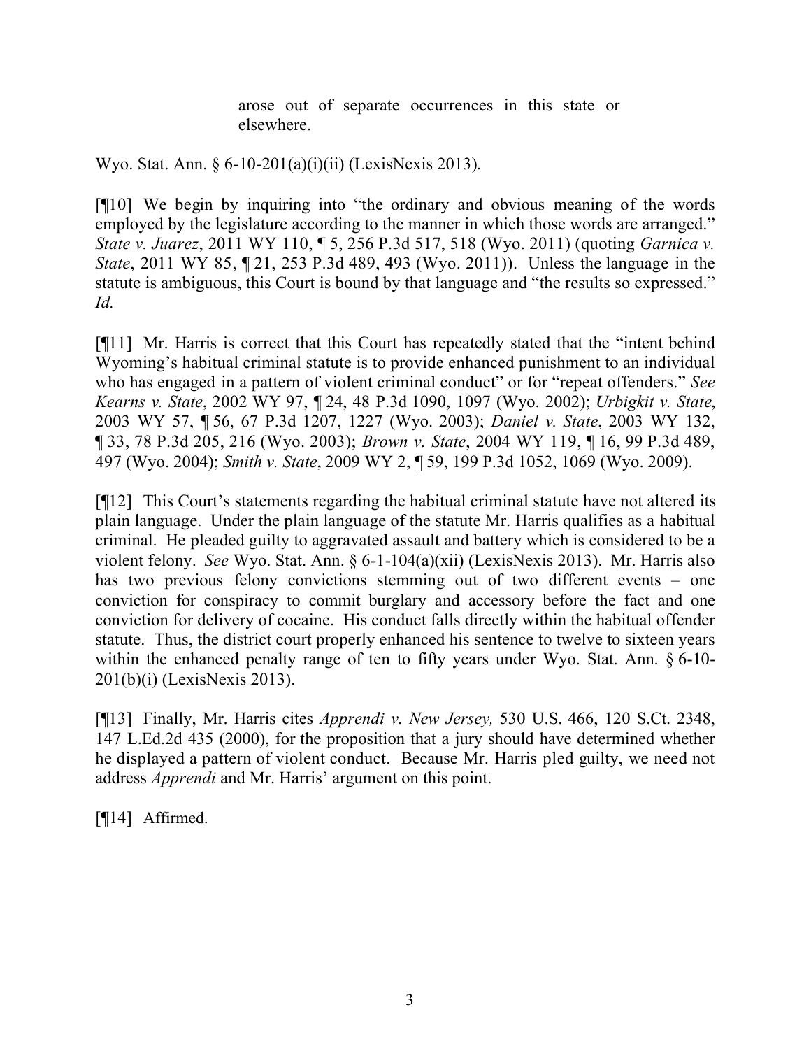> arose out of separate occurrences in this state or elsewhere.

Wyo. Stat. Ann. § 6-10-201(a)(i)(ii) (LexisNexis 2013).

[¶10] We begin by inquiring into "the ordinary and obvious meaning of the words employed by the legislature according to the manner in which those words are arranged." *State v. Juarez*, 2011 WY 110, ¶ 5, 256 P.3d 517, 518 (Wyo. 2011) (quoting *Garnica v. State*, 2011 WY 85, ¶ 21, 253 P.3d 489, 493 (Wyo. 2011)). Unless the language in the statute is ambiguous, this Court is bound by that language and "the results so expressed." *Id.*

[¶11] Mr. Harris is correct that this Court has repeatedly stated that the "intent behind Wyoming's habitual criminal statute is to provide enhanced punishment to an individual who has engaged in a pattern of violent criminal conduct" or for "repeat offenders." *See Kearns v. State*, 2002 WY 97, ¶ 24, 48 P.3d 1090, 1097 (Wyo. 2002); *Urbigkit v. State*, 2003 WY 57, ¶ 56, 67 P.3d 1207, 1227 (Wyo. 2003); *Daniel v. State*, 2003 WY 132, ¶ 33, 78 P.3d 205, 216 (Wyo. 2003); *Brown v. State*, 2004 WY 119, ¶ 16, 99 P.3d 489, 497 (Wyo. 2004); *Smith v. State*, 2009 WY 2, ¶ 59, 199 P.3d 1052, 1069 (Wyo. 2009).

[¶12] This Court's statements regarding the habitual criminal statute have not altered its plain language. Under the plain language of the statute Mr. Harris qualifies as a habitual criminal. He pleaded guilty to aggravated assault and battery which is considered to be a violent felony. *See* Wyo. Stat. Ann. § 6-1-104(a)(xii) (LexisNexis 2013). Mr. Harris also has two previous felony convictions stemming out of two different events – one conviction for conspiracy to commit burglary and accessory before the fact and one conviction for delivery of cocaine. His conduct falls directly within the habitual offender statute. Thus, the district court properly enhanced his sentence to twelve to sixteen years within the enhanced penalty range of ten to fifty years under Wyo. Stat. Ann. § 6-10-201(b)(i) (LexisNexis 2013).

[¶13] Finally, Mr. Harris cites *Apprendi v. New Jersey,* 530 U.S. 466, 120 S.Ct. 2348, 147 L.Ed.2d 435 (2000), for the proposition that a jury should have determined whether he displayed a pattern of violent conduct. Because Mr. Harris pled guilty, we need not address *Apprendi* and Mr. Harris' argument on this point.

[¶14] Affirmed.